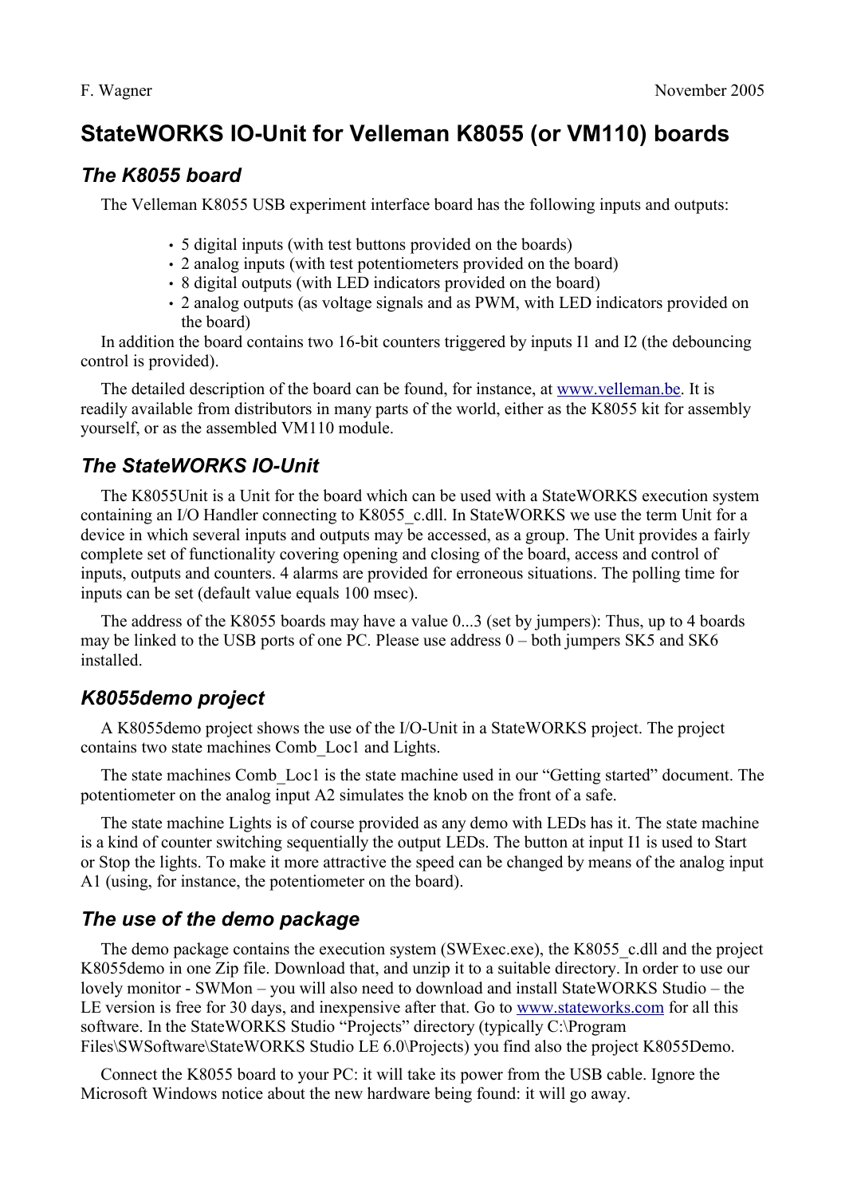F. Wagner November 2005

# StateWORKS IO-Unit for Velleman K8055 (or VM110) boards

## *The K8055 board*

The Velleman K8055 USB experiment interface board has the following inputs and outputs:

- 5 digital inputs (with test buttons provided on the boards)
- 2 analog inputs (with test potentiometers provided on the board)
- 8 digital outputs (with LED indicators provided on the board)
- 2 analog outputs (as voltage signals and as PWM, with LED indicators provided on the board)

In addition the board contains two 16-bit counters triggered by inputs I1 and I2 (the debouncing control is provided).

The detailed description of the board can be found, for instance, at www.velleman.be. It is readily available from distributors in many parts of the world, either as the K8055 kit for assembly yourself, or as the assembled VM110 module.

## *The StateWORKS IO-Unit*

The K8055Unit is a Unit for the board which can be used with a StateWORKS execution system containing an I/O Handler connecting to K8055_c.dll. In StateWORKS we use the term Unit for a device in which several inputs and outputs may be accessed, as a group. The Unit provides a fairly complete set of functionality covering opening and closing of the board, access and control of inputs, outputs and counters. 4 alarms are provided for erroneous situations. The polling time for inputs can be set (default value equals 100 msec).

The address of the K8055 boards may have a value 0...3 (set by jumpers): Thus, up to 4 boards may be linked to the USB ports of one PC. Please use address 0 – both jumpers SK5 and SK6 installed.

## *K8055demo project*

A K8055demo project shows the use of the I/O-Unit in a StateWORKS project. The project contains two state machines Comb_Loc1 and Lights.

The state machines Comb_Loc1 is the state machine used in our "Getting started" document. The potentiometer on the analog input A2 simulates the knob on the front of a safe.

The state machine Lights is of course provided as any demo with LEDs has it. The state machine is a kind of counter switching sequentially the output LEDs. The button at input I1 is used to Start or Stop the lights. To make it more attractive the speed can be changed by means of the analog input A1 (using, for instance, the potentiometer on the board).

## *The use of the demo package*

The demo package contains the execution system (SWExec.exe), the K8055_c.dll and the project K8055demo in one Zip file. Download that, and unzip it to a suitable directory. In order to use our lovely monitor - SWMon – you will also need to download and install StateWORKS Studio – the LE version is free for 30 days, and inexpensive after that. Go to www.stateworks.com for all this software. In the StateWORKS Studio "Projects" directory (typically C:\Program Files\SWSoftware\StateWORKS Studio LE 6.0\Projects) you find also the project K8055Demo.

Connect the K8055 board to your PC: it will take its power from the USB cable. Ignore the Microsoft Windows notice about the new hardware being found: it will go away.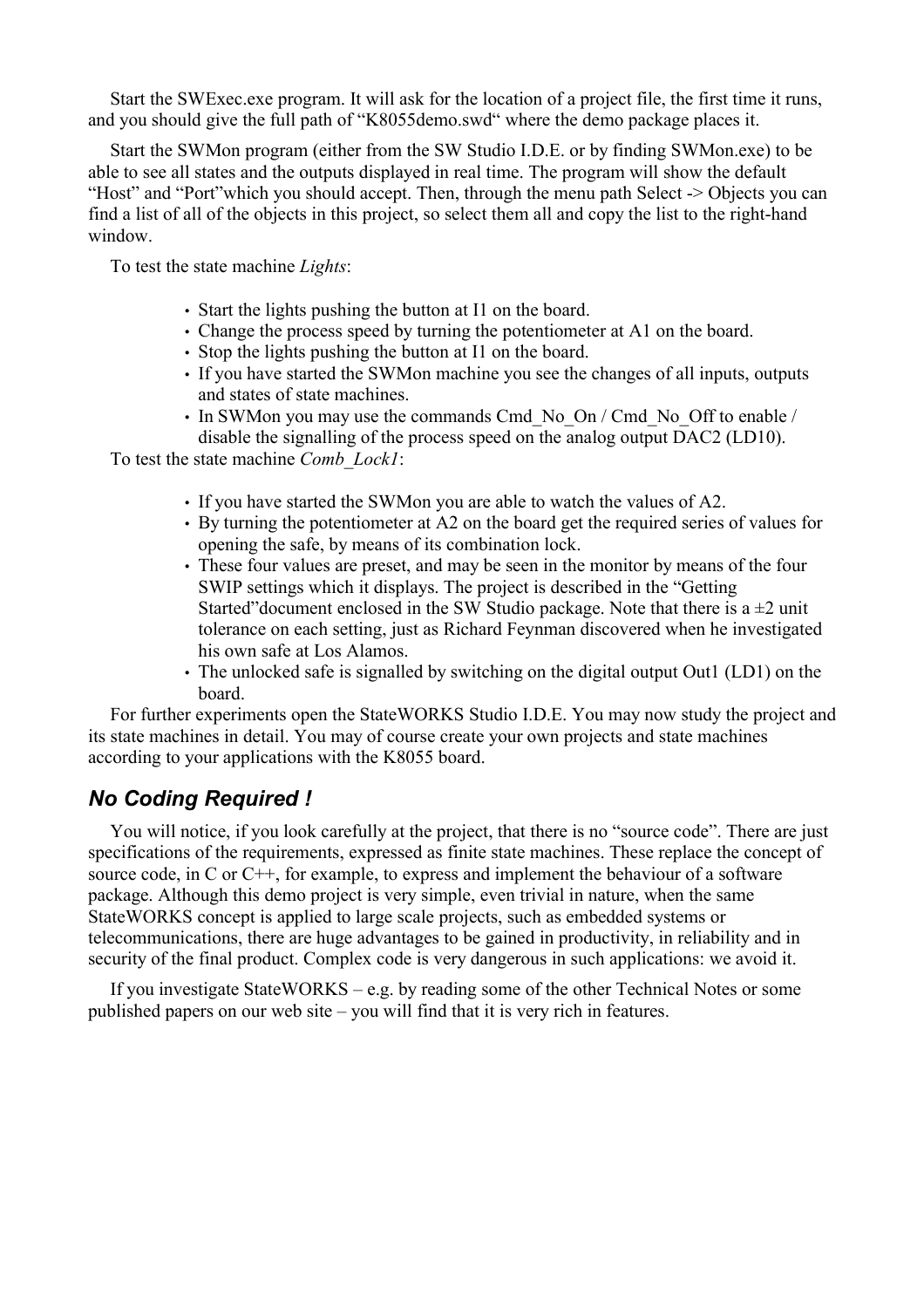Start the SWExec.exe program. It will ask for the location of a project file, the first time it runs, and you should give the full path of “K8055demo.swd“ where the demo package places it.

Start the SWMon program (either from the SW Studio I.D.E. or by finding SWMon.exe) to be able to see all states and the outputs displayed in real time. The program will show the default “Host” and “Port”which you should accept. Then, through the menu path Select -> Objects you can find a list of all of the objects in this project, so select them all and copy the list to the right-hand window.

To test the state machine *Lights*:

- Start the lights pushing the button at I1 on the board.
- Change the process speed by turning the potentiometer at A1 on the board.
- Stop the lights pushing the button at I1 on the board.
- If you have started the SWMon machine you see the changes of all inputs, outputs and states of state machines.
- In SWMon you may use the commands Cmd_No_On / Cmd_No_Off to enable / disable the signalling of the process speed on the analog output DAC2 (LD10).

To test the state machine *Comb_Lock1*:

- If you have started the SWMon you are able to watch the values of A2.
- By turning the potentiometer at A2 on the board get the required series of values for opening the safe, by means of its combination lock.
- These four values are preset, and may be seen in the monitor by means of the four SWIP settings which it displays. The project is described in the “Getting Started”document enclosed in the SW Studio package. Note that there is a ±2 unit tolerance on each setting, just as Richard Feynman discovered when he investigated his own safe at Los Alamos.
- The unlocked safe is signalled by switching on the digital output Out1 (LD1) on the board.

For further experiments open the StateWORKS Studio I.D.E. You may now study the project and its state machines in detail. You may of course create your own projects and state machines according to your applications with the K8055 board.

## *No Coding Required !*

You will notice, if you look carefully at the project, that there is no “source code”. There are just specifications of the requirements, expressed as finite state machines. These replace the concept of source code, in C or C++, for example, to express and implement the behaviour of a software package. Although this demo project is very simple, even trivial in nature, when the same StateWORKS concept is applied to large scale projects, such as embedded systems or telecommunications, there are huge advantages to be gained in productivity, in reliability and in security of the final product. Complex code is very dangerous in such applications: we avoid it.

If you investigate StateWORKS – e.g. by reading some of the other Technical Notes or some published papers on our web site – you will find that it is very rich in features.